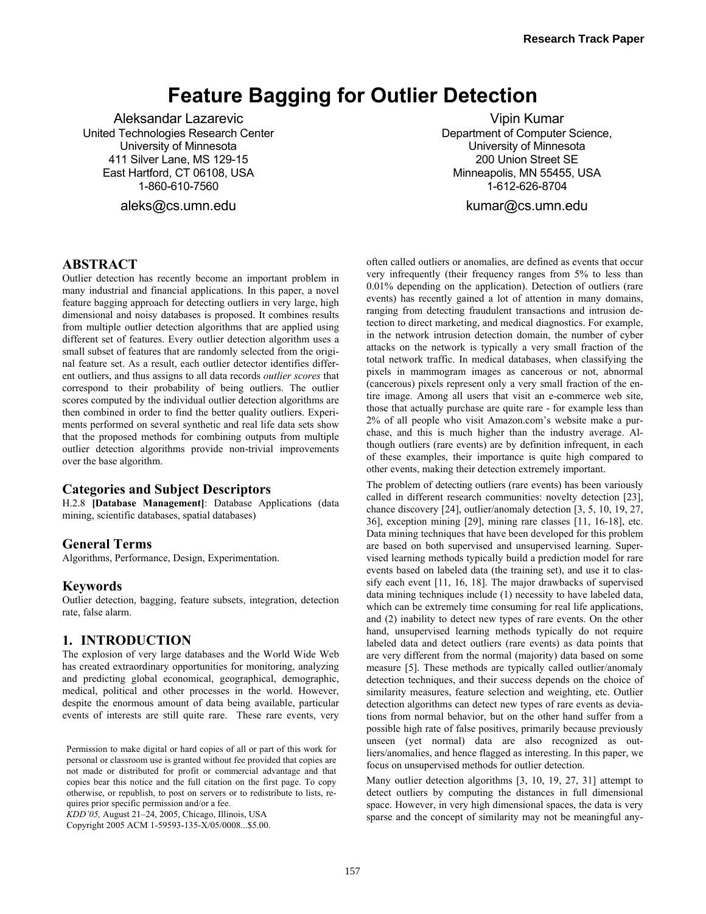# Feature Bagging for Outlier Detection

Aleksandar Lazarevic
United Technologies Research Center
University of Minnesota
411 Silver Lane, MS 129-15
East Hartford, CT 06108, USA
1-860-610-7560
aleks@cs.umn.edu

Vipin Kumar
Department of Computer Science,
University of Minnesota
200 Union Street SE
Minneapolis, MN 55455, USA
1-612-626-8704
kumar@cs.umn.edu

## ABSTRACT

Outlier detection has recently become an important problem in many industrial and financial applications. In this paper, a novel feature bagging approach for detecting outliers in very large, high dimensional and noisy databases is proposed. It combines results from multiple outlier detection algorithms that are applied using different set of features. Every outlier detection algorithm uses a small subset of features that are randomly selected from the original feature set. As a result, each outlier detector identifies different outliers, and thus assigns to all data records *outlier scores* that correspond to their probability of being outliers. The outlier scores computed by the individual outlier detection algorithms are then combined in order to find the better quality outliers. Experiments performed on several synthetic and real life data sets show that the proposed methods for combining outputs from multiple outlier detection algorithms provide non-trivial improvements over the base algorithm.

## Categories and Subject Descriptors

H.2.8 **[Database Management]**: Database Applications (data mining, scientific databases, spatial databases)

## General Terms

Algorithms, Performance, Design, Experimentation.

## Keywords

Outlier detection, bagging, feature subsets, integration, detection rate, false alarm.

## 1. INTRODUCTION

The explosion of very large databases and the World Wide Web has created extraordinary opportunities for monitoring, analyzing and predicting global economical, geographical, demographic, medical, political and other processes in the world. However, despite the enormous amount of data being available, particular events of interests are still quite rare. These rare events, very often called outliers or anomalies, are defined as events that occur very infrequently (their frequency ranges from 5% to less than 0.01% depending on the application). Detection of outliers (rare events) has recently gained a lot of attention in many domains, ranging from detecting fraudulent transactions and intrusion detection to direct marketing, and medical diagnostics. For example, in the network intrusion detection domain, the number of cyber attacks on the network is typically a very small fraction of the total network traffic. In medical databases, when classifying the pixels in mammogram images as cancerous or not, abnormal (cancerous) pixels represent only a very small fraction of the entire image. Among all users that visit an e-commerce web site, those that actually purchase are quite rare - for example less than 2% of all people who visit Amazon.com's website make a purchase, and this is much higher than the industry average. Although outliers (rare events) are by definition infrequent, in each of these examples, their importance is quite high compared to other events, making their detection extremely important.

The problem of detecting outliers (rare events) has been variously called in different research communities: novelty detection [23], chance discovery [24], outlier/anomaly detection [3, 5, 10, 19, 27, 36], exception mining [29], mining rare classes [11, 16-18], etc. Data mining techniques that have been developed for this problem are based on both supervised and unsupervised learning. Supervised learning methods typically build a prediction model for rare events based on labeled data (the training set), and use it to classify each event [11, 16, 18]. The major drawbacks of supervised data mining techniques include (1) necessity to have labeled data, which can be extremely time consuming for real life applications, and (2) inability to detect new types of rare events. On the other hand, unsupervised learning methods typically do not require labeled data and detect outliers (rare events) as data points that are very different from the normal (majority) data based on some measure [5]. These methods are typically called outlier/anomaly detection techniques, and their success depends on the choice of similarity measures, feature selection and weighting, etc. Outlier detection algorithms can detect new types of rare events as deviations from normal behavior, but on the other hand suffer from a possible high rate of false positives, primarily because previously unseen (yet normal) data are also recognized as outliers/anomalies, and hence flagged as interesting. In this paper, we focus on unsupervised methods for outlier detection.

Many outlier detection algorithms [3, 10, 19, 27, 31] attempt to detect outliers by computing the distances in full dimensional space. However, in very high dimensional spaces, the data is very sparse and the concept of similarity may not be meaningful any-

Permission to make digital or hard copies of all or part of this work for personal or classroom use is granted without fee provided that copies are not made or distributed for profit or commercial advantage and that copies bear this notice and the full citation on the first page. To copy otherwise, or republish, to post on servers or to redistribute to lists, requires prior specific permission and/or a fee.
*KDD'05,* August 21–24, 2005, Chicago, Illinois, USA
Copyright 2005 ACM 1-59593-135-X/05/0008...$5.00.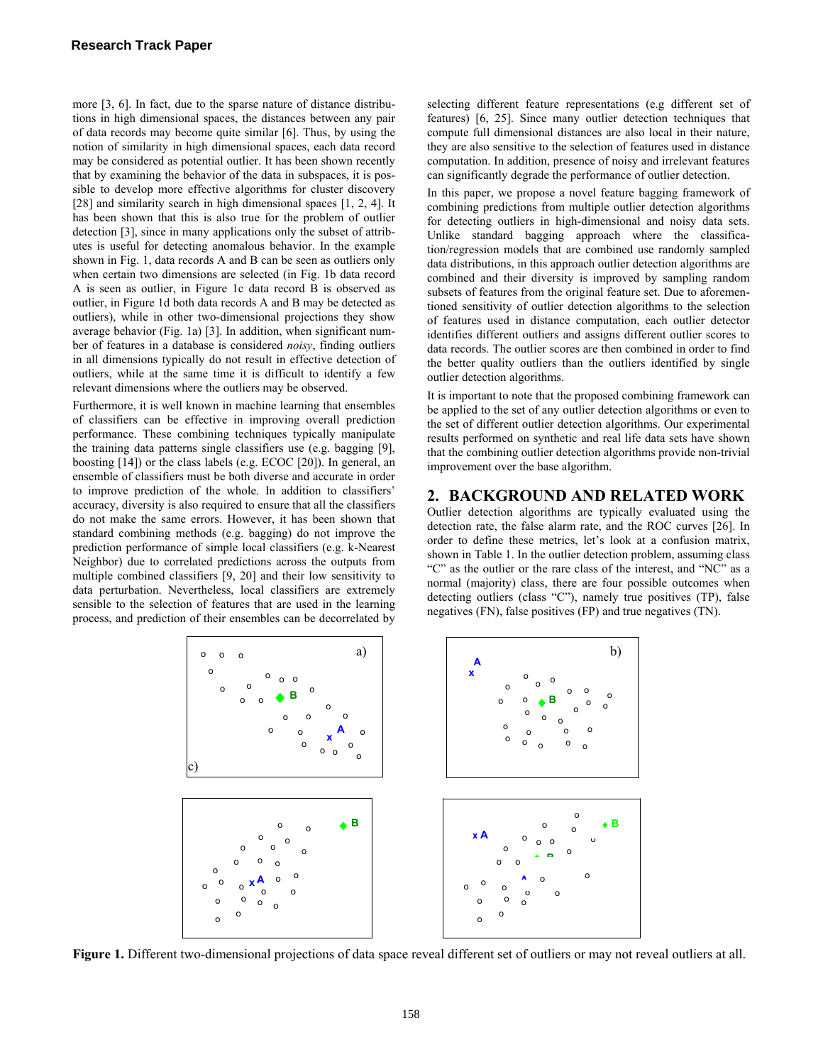more [3, 6]. In fact, due to the sparse nature of distance distributions in high dimensional spaces, the distances between any pair of data records may become quite similar [6]. Thus, by using the notion of similarity in high dimensional spaces, each data record may be considered as potential outlier. It has been shown recently that by examining the behavior of the data in subspaces, it is possible to develop more effective algorithms for cluster discovery [28] and similarity search in high dimensional spaces [1, 2, 4]. It has been shown that this is also true for the problem of outlier detection [3], since in many applications only the subset of attributes is useful for detecting anomalous behavior. In the example shown in Fig. 1, data records A and B can be seen as outliers only when certain two dimensions are selected (in Fig. 1b data record A is seen as outlier, in Figure 1c data record B is observed as outlier, in Figure 1d both data records A and B may be detected as outliers), while in other two-dimensional projections they show average behavior (Fig. 1a) [3]. In addition, when significant number of features in a database is considered *noisy*, finding outliers in all dimensions typically do not result in effective detection of outliers, while at the same time it is difficult to identify a few relevant dimensions where the outliers may be observed.

Furthermore, it is well known in machine learning that ensembles of classifiers can be effective in improving overall prediction performance. These combining techniques typically manipulate the training data patterns single classifiers use (e.g. bagging [9], boosting [14]) or the class labels (e.g. ECOC [20]). In general, an ensemble of classifiers must be both diverse and accurate in order to improve prediction of the whole. In addition to classifiers' accuracy, diversity is also required to ensure that all the classifiers do not make the same errors. However, it has been shown that standard combining methods (e.g. bagging) do not improve the prediction performance of simple local classifiers (e.g. k-Nearest Neighbor) due to correlated predictions across the outputs from multiple combined classifiers [9, 20] and their low sensitivity to data perturbation. Nevertheless, local classifiers are extremely sensible to the selection of features that are used in the learning process, and prediction of their ensembles can be decorrelated by selecting different feature representations (e.g different set of features) [6, 25]. Since many outlier detection techniques that compute full dimensional distances are also local in their nature, they are also sensitive to the selection of features used in distance computation. In addition, presence of noisy and irrelevant features can significantly degrade the performance of outlier detection.

In this paper, we propose a novel feature bagging framework of combining predictions from multiple outlier detection algorithms for detecting outliers in high-dimensional and noisy data sets. Unlike standard bagging approach where the classification/regression models that are combined use randomly sampled data distributions, in this approach outlier detection algorithms are combined and their diversity is improved by sampling random subsets of features from the original feature set. Due to aforementioned sensitivity of outlier detection algorithms to the selection of features used in distance computation, each outlier detector identifies different outliers and assigns different outlier scores to data records. The outlier scores are then combined in order to find the better quality outliers than the outliers identified by single outlier detection algorithms.

It is important to note that the proposed combining framework can be applied to the set of any outlier detection algorithms or even to the set of different outlier detection algorithms. Our experimental results performed on synthetic and real life data sets have shown that the combining outlier detection algorithms provide non-trivial improvement over the base algorithm.

## 2. BACKGROUND AND RELATED WORK

Outlier detection algorithms are typically evaluated using the detection rate, the false alarm rate, and the ROC curves [26]. In order to define these metrics, let's look at a confusion matrix, shown in Table 1. In the outlier detection problem, assuming class "C" as the outlier or the rare class of the interest, and "NC" as a normal (majority) class, there are four possible outcomes when detecting outliers (class "C"), namely true positives (TP), false negatives (FN), false positives (FP) and true negatives (TN).

**Figure 1.** Different two-dimensional projections of data space reveal different set of outliers or may not reveal outliers at all.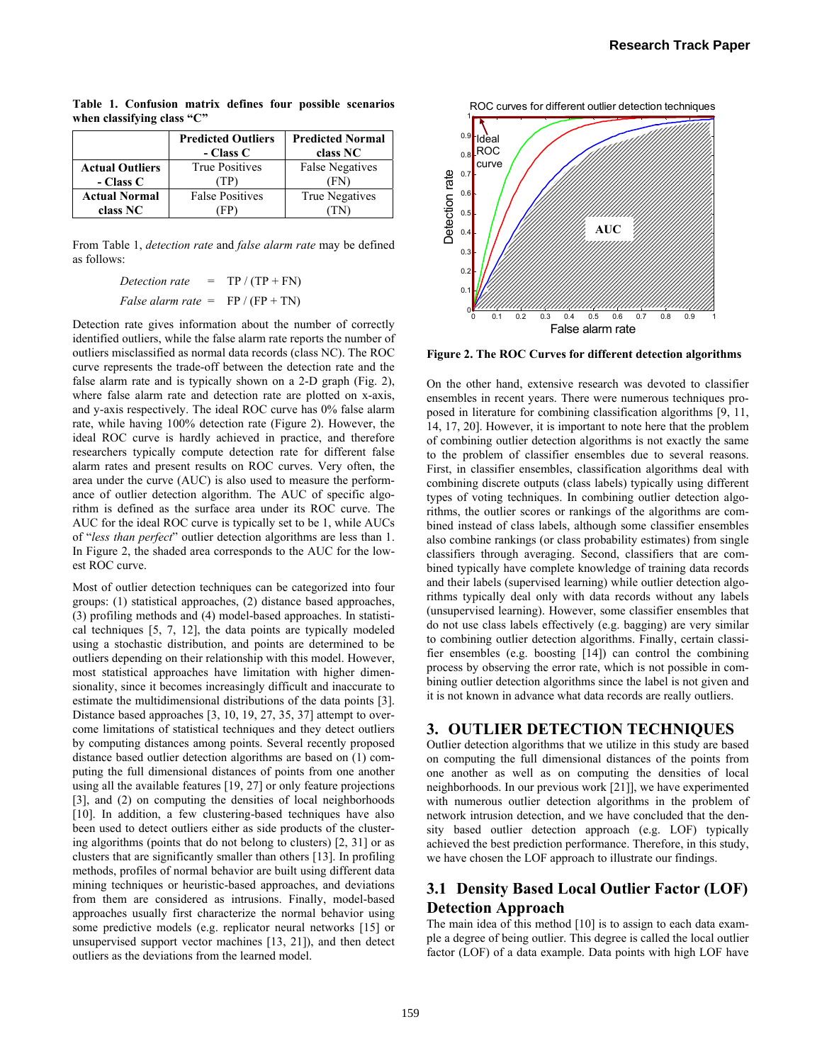**Table 1. Confusion matrix defines four possible scenarios when classifying class "C"**

| | Predicted Outliers - Class C | Predicted Normal class NC |
|---|---|---|
| **Actual Outliers - Class C** | True Positives (TP) | False Negatives (FN) |
| **Actual Normal class NC** | False Positives (FP) | True Negatives (TN) |

From Table 1, *detection rate* and *false alarm rate* may be defined as follows:

$$\textit{Detection rate} = TP / (TP + FN)$$

$$\textit{False alarm rate} = FP / (FP + TN)$$

Detection rate gives information about the number of correctly identified outliers, while the false alarm rate reports the number of outliers misclassified as normal data records (class NC). The ROC curve represents the trade-off between the detection rate and the false alarm rate and is typically shown on a 2-D graph (Fig. 2), where false alarm rate and detection rate are plotted on x-axis, and y-axis respectively. The ideal ROC curve has 0% false alarm rate, while having 100% detection rate (Figure 2). However, the ideal ROC curve is hardly achieved in practice, and therefore researchers typically compute detection rate for different false alarm rates and present results on ROC curves. Very often, the area under the curve (AUC) is also used to measure the performance of outlier detection algorithm. The AUC of specific algorithm is defined as the surface area under its ROC curve. The AUC for the ideal ROC curve is typically set to be 1, while AUCs of "*less than perfect*" outlier detection algorithms are less than 1. In Figure 2, the shaded area corresponds to the AUC for the lowest ROC curve.

Most of outlier detection techniques can be categorized into four groups: (1) statistical approaches, (2) distance based approaches, (3) profiling methods and (4) model-based approaches. In statistical techniques [5, 7, 12], the data points are typically modeled using a stochastic distribution, and points are determined to be outliers depending on their relationship with this model. However, most statistical approaches have limitation with higher dimensionality, since it becomes increasingly difficult and inaccurate to estimate the multidimensional distributions of the data points [3]. Distance based approaches [3, 10, 19, 27, 35, 37] attempt to overcome limitations of statistical techniques and they detect outliers by computing distances among points. Several recently proposed distance based outlier detection algorithms are based on (1) computing the full dimensional distances of points from one another using all the available features [19, 27] or only feature projections [3], and (2) on computing the densities of local neighborhoods [10]. In addition, a few clustering-based techniques have also been used to detect outliers either as side products of the clustering algorithms (points that do not belong to clusters) [2, 31] or as clusters that are significantly smaller than others [13]. In profiling methods, profiles of normal behavior are built using different data mining techniques or heuristic-based approaches, and deviations from them are considered as intrusions. Finally, model-based approaches usually first characterize the normal behavior using some predictive models (e.g. replicator neural networks [15] or unsupervised support vector machines [13, 21]), and then detect outliers as the deviations from the learned model.

ROC curves for different outlier detection techniques

Ideal ROC curve

AUC

Detection rate

False alarm rate

0 0.1 0.2 0.3 0.4 0.5 0.6 0.7 0.8 0.9 1

**Figure 2. The ROC Curves for different detection algorithms**

On the other hand, extensive research was devoted to classifier ensembles in recent years. There were numerous techniques proposed in literature for combining classification algorithms [9, 11, 14, 17, 20]. However, it is important to note here that the problem of combining outlier detection algorithms is not exactly the same to the problem of classifier ensembles due to several reasons. First, in classifier ensembles, classification algorithms deal with combining discrete outputs (class labels) typically using different types of voting techniques. In combining outlier detection algorithms, the outlier scores or rankings of the algorithms are combined instead of class labels, although some classifier ensembles also combine rankings (or class probability estimates) from single classifiers through averaging. Second, classifiers that are combined typically have complete knowledge of training data records and their labels (supervised learning) while outlier detection algorithms typically deal only with data records without any labels (unsupervised learning). However, some classifier ensembles that do not use class labels effectively (e.g. bagging) are very similar to combining outlier detection algorithms. Finally, certain classifier ensembles (e.g. boosting [14]) can control the combining process by observing the error rate, which is not possible in combining outlier detection algorithms since the label is not given and it is not known in advance what data records are really outliers.

# 3. OUTLIER DETECTION TECHNIQUES

Outlier detection algorithms that we utilize in this study are based on computing the full dimensional distances of the points from one another as well as on computing the densities of local neighborhoods. In our previous work [21]], we have experimented with numerous outlier detection algorithms in the problem of network intrusion detection, and we have concluded that the density based outlier detection approach (e.g. LOF) typically achieved the best prediction performance. Therefore, in this study, we have chosen the LOF approach to illustrate our findings.

## 3.1 Density Based Local Outlier Factor (LOF) Detection Approach

The main idea of this method [10] is to assign to each data example a degree of being outlier. This degree is called the local outlier factor (LOF) of a data example. Data points with high LOF have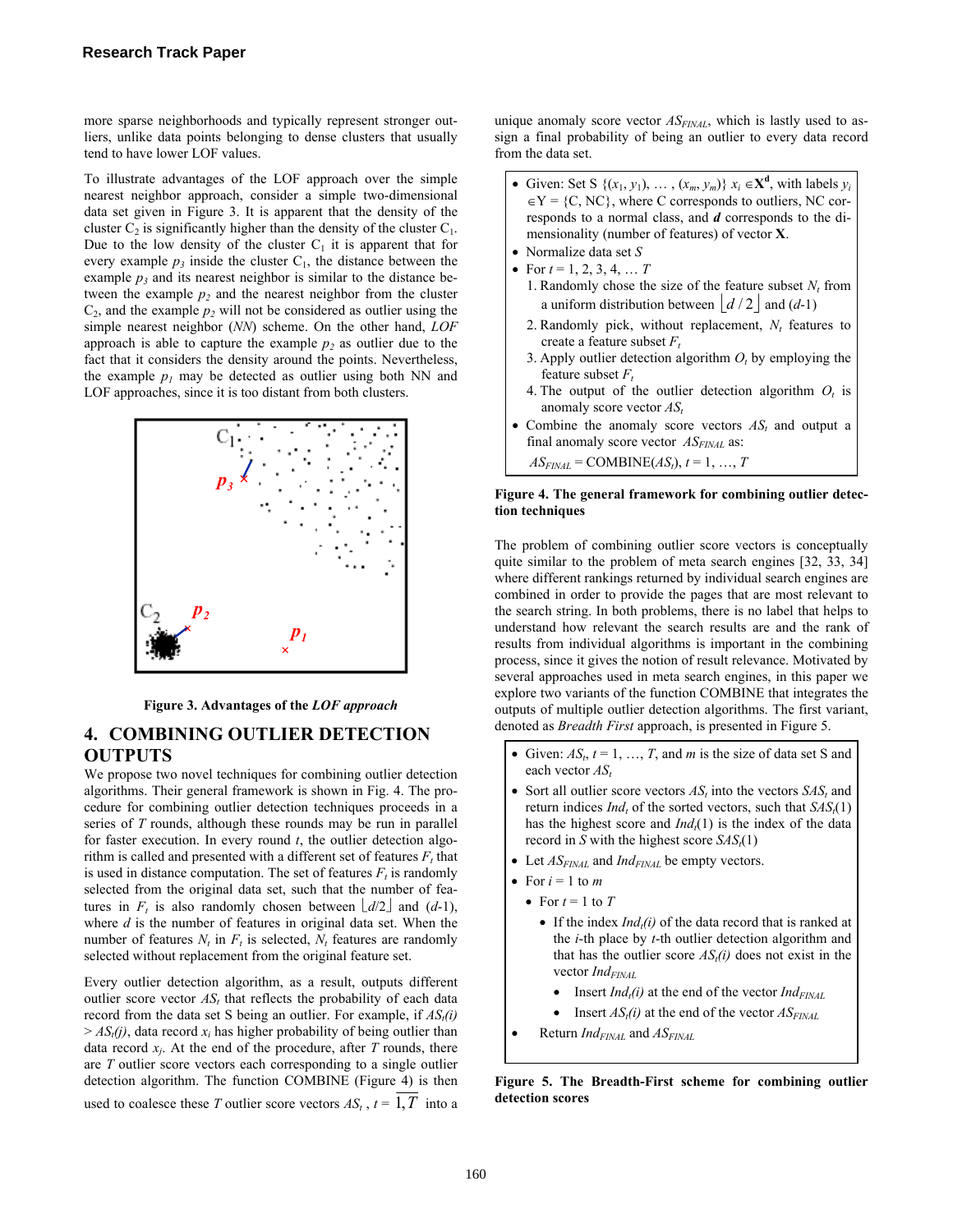more sparse neighborhoods and typically represent stronger outliers, unlike data points belonging to dense clusters that usually tend to have lower LOF values.

To illustrate advantages of the LOF approach over the simple nearest neighbor approach, consider a simple two-dimensional data set given in Figure 3. It is apparent that the density of the cluster $C_2$ is significantly higher than the density of the cluster $C_1$. Due to the low density of the cluster $C_1$ it is apparent that for every example $p_3$ inside the cluster $C_1$, the distance between the example $p_3$ and its nearest neighbor is similar to the distance between the example $p_2$ and the nearest neighbor from the cluster $C_2$, and the example $p_2$ will not be considered as outlier using the simple nearest neighbor (*NN*) scheme. On the other hand, *LOF* approach is able to capture the example $p_2$ as outlier due to the fact that it considers the density around the points. Nevertheless, the example $p_1$ may be detected as outlier using both NN and LOF approaches, since it is too distant from both clusters.

**Figure 3. Advantages of the *LOF approach***

## 4. COMBINING OUTLIER DETECTION OUTPUTS

We propose two novel techniques for combining outlier detection algorithms. Their general framework is shown in Fig. 4. The procedure for combining outlier detection techniques proceeds in a series of $T$ rounds, although these rounds may be run in parallel for faster execution. In every round $t$, the outlier detection algorithm is called and presented with a different set of features $F_t$ that is used in distance computation. The set of features $F_t$ is randomly selected from the original data set, such that the number of features in $F_t$ is also randomly chosen between $\lfloor d/2 \rfloor$ and $(d-1)$, where $d$ is the number of features in original data set. When the number of features $N_t$ in $F_t$ is selected, $N_t$ features are randomly selected without replacement from the original feature set.

Every outlier detection algorithm, as a result, outputs different outlier score vector $AS_t$ that reflects the probability of each data record from the data set S being an outlier. For example, if $AS_t(i) > AS_t(j)$, data record $x_i$ has higher probability of being outlier than data record $x_j$. At the end of the procedure, after $T$ rounds, there are $T$ outlier score vectors each corresponding to a single outlier detection algorithm. The function COMBINE (Figure 4) is then used to coalesce these $T$ outlier score vectors $AS_t$, $t = \overline{1,T}$ into a unique anomaly score vector $AS_{FINAL}$, which is lastly used to assign a final probability of being an outlier to every data record from the data set.

- Given: Set S $\{(x_1, y_1), \ldots, (x_m, y_m)\}$ $x_i \in \mathbf{X}^{\mathbf{d}}$, with labels $y_i \in Y = \{C, NC\}$, where C corresponds to outliers, NC corresponds to a normal class, and $\boldsymbol{d}$ corresponds to the dimensionality (number of features) of vector **X**.
- Normalize data set $S$
- For $t = 1, 2, 3, 4, \ldots T$
  1. Randomly chose the size of the feature subset $N_t$ from a uniform distribution between $\lfloor d/2 \rfloor$ and $(d-1)$
  2. Randomly pick, without replacement, $N_t$ features to create a feature subset $F_t$
  3. Apply outlier detection algorithm $O_t$ by employing the feature subset $F_t$
  4. The output of the outlier detection algorithm $O_t$ is anomaly score vector $AS_t$
- Combine the anomaly score vectors $AS_t$ and output a final anomaly score vector $AS_{FINAL}$ as:

  $AS_{FINAL} = \text{COMBINE}(AS_t)$, $t = 1, \ldots, T$

**Figure 4. The general framework for combining outlier detection techniques**

The problem of combining outlier score vectors is conceptually quite similar to the problem of meta search engines [32, 33, 34] where different rankings returned by individual search engines are combined in order to provide the pages that are most relevant to the search string. In both problems, there is no label that helps to understand how relevant the search results are and the rank of results from individual algorithms is important in the combining process, since it gives the notion of result relevance. Motivated by several approaches used in meta search engines, in this paper we explore two variants of the function COMBINE that integrates the outputs of multiple outlier detection algorithms. The first variant, denoted as *Breadth First* approach, is presented in Figure 5.

- Given: $AS_t$, $t = 1, \ldots, T$, and $m$ is the size of data set S and each vector $AS_t$
- Sort all outlier score vectors $AS_t$ into the vectors $SAS_t$ and return indices $Ind_t$ of the sorted vectors, such that $SAS_t(1)$ has the highest score and $Ind_t(1)$ is the index of the data record in $S$ with the highest score $SAS_t(1)$
- Let $AS_{FINAL}$ and $Ind_{FINAL}$ be empty vectors.
- For $i = 1$ to $m$
  - For $t = 1$ to $T$
    - If the index $Ind_t(i)$ of the data record that is ranked at the $i$-th place by $t$-th outlier detection algorithm and that has the outlier score $AS_t(i)$ does not exist in the vector $Ind_{FINAL}$
      - Insert $Ind_t(i)$ at the end of the vector $Ind_{FINAL}$
      - Insert $AS_t(i)$ at the end of the vector $AS_{FINAL}$
- Return $Ind_{FINAL}$ and $AS_{FINAL}$

**Figure 5. The Breadth-First scheme for combining outlier detection scores**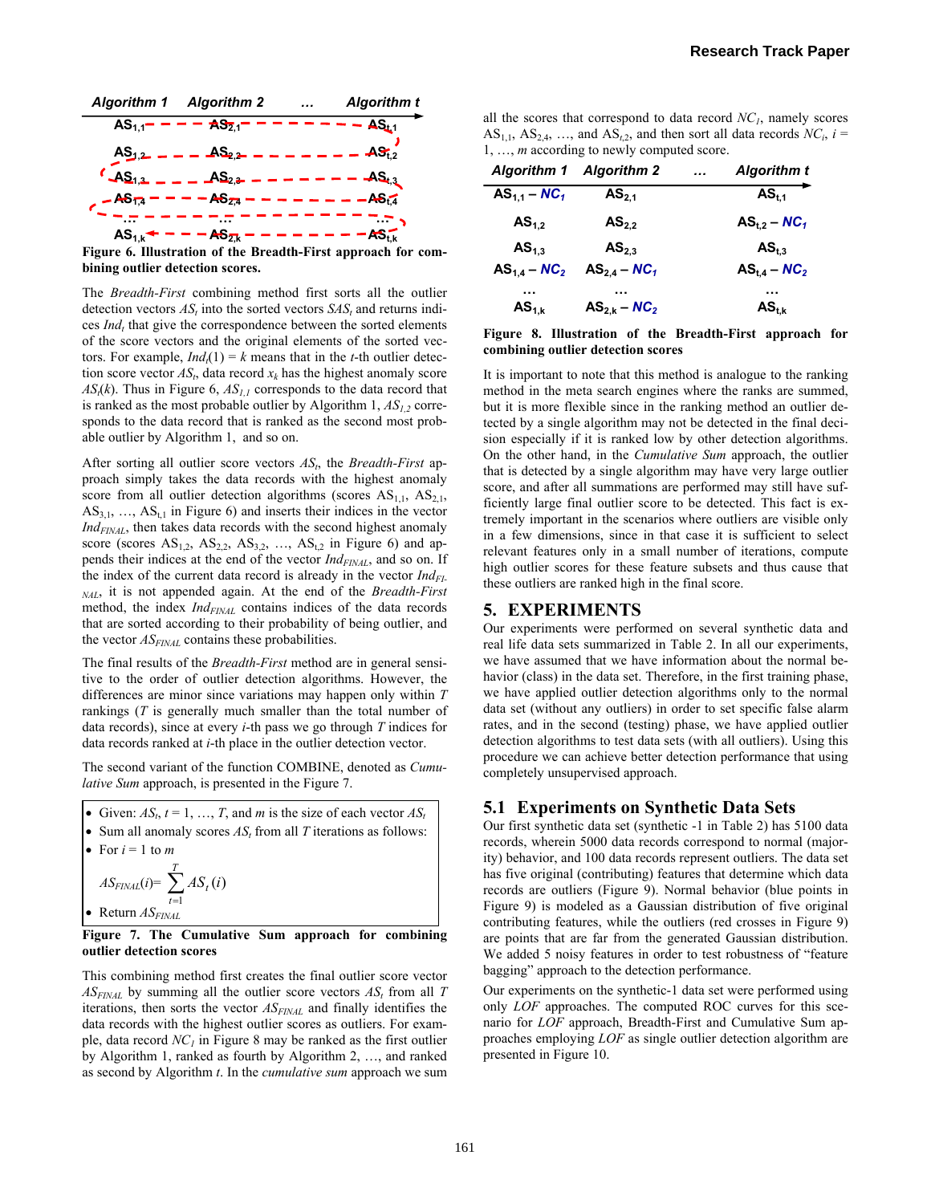| Algorithm 1 | Algorithm 2 | … | Algorithm t |
|---|---|---|---|
| $AS_{1,1}$ | $AS_{2,1}$ | | $AS_{t,1}$ |
| $AS_{1,2}$ | $AS_{2,2}$ | | $AS_{t,2}$ |
| $AS_{1,3}$ | $AS_{2,3}$ | | $AS_{t,3}$ |
| $AS_{1,4}$ | $AS_{2,4}$ | | $AS_{t,4}$ |
| … | … | | … |
| $AS_{1,k}$ | $AS_{2,k}$ | | $AS_{t,k}$ |

**Figure 6. Illustration of the Breadth-First approach for combining outlier detection scores.**

The *Breadth-First* combining method first sorts all the outlier detection vectors $AS_t$ into the sorted vectors $SAS_t$ and returns indices $Ind_t$ that give the correspondence between the sorted elements of the score vectors and the original elements of the sorted vectors. For example, $Ind_t(1) = k$ means that in the $t$-th outlier detection score vector $AS_t$, data record $x_k$ has the highest anomaly score $AS_t(k)$. Thus in Figure 6, $AS_{1,1}$ corresponds to the data record that is ranked as the most probable outlier by Algorithm 1, $AS_{1,2}$ corresponds to the data record that is ranked as the second most probable outlier by Algorithm 1, and so on.

After sorting all outlier score vectors $AS_t$, the *Breadth-First* approach simply takes the data records with the highest anomaly score from all outlier detection algorithms (scores $AS_{1,1}$, $AS_{2,1}$, $AS_{3,1}$, …, $AS_{t,1}$ in Figure 6) and inserts their indices in the vector $Ind_{FINAL}$, then takes data records with the second highest anomaly score (scores $AS_{1,2}$, $AS_{2,2}$, $AS_{3,2}$, …, $AS_{t,2}$ in Figure 6) and appends their indices at the end of the vector $Ind_{FINAL}$, and so on. If the index of the current data record is already in the vector $Ind_{FINAL}$, it is not appended again. At the end of the *Breadth-First* method, the index $Ind_{FINAL}$ contains indices of the data records that are sorted according to their probability of being outlier, and the vector $AS_{FINAL}$ contains these probabilities.

The final results of the *Breadth-First* method are in general sensitive to the order of outlier detection algorithms. However, the differences are minor since variations may happen only within $T$ rankings ($T$ is generally much smaller than the total number of data records), since at every $i$-th pass we go through $T$ indices for data records ranked at $i$-th place in the outlier detection vector.

The second variant of the function COMBINE, denoted as *Cumulative Sum* approach, is presented in the Figure 7.

- Given: $AS_t$, $t = 1, …, T$, and $m$ is the size of each vector $AS_t$
- Sum all anomaly scores $AS_t$ from all $T$ iterations as follows:
- For $i = 1$ to $m$

$$AS_{FINAL}(i) = \sum_{t=1}^{T} AS_t(i)$$

- Return $AS_{FINAL}$

**Figure 7. The Cumulative Sum approach for combining outlier detection scores**

This combining method first creates the final outlier score vector $AS_{FINAL}$ by summing all the outlier score vectors $AS_t$ from all $T$ iterations, then sorts the vector $AS_{FINAL}$ and finally identifies the data records with the highest outlier scores as outliers. For example, data record $NC_1$ in Figure 8 may be ranked as the first outlier by Algorithm 1, ranked as fourth by Algorithm 2, …, and ranked as second by Algorithm $t$. In the *cumulative sum* approach we sum all the scores that correspond to data record $NC_1$, namely scores $AS_{1,1}$, $AS_{2,4}$, …, and $AS_{t,2}$, and then sort all data records $NC_i$, $i = 1, …, m$ according to newly computed score.

| Algorithm 1 | Algorithm 2 | … | Algorithm t |
|---|---|---|---|
| $AS_{1,1}$ – $NC_1$ | $AS_{2,1}$ | | $AS_{t,1}$ |
| $AS_{1,2}$ | $AS_{2,2}$ | | $AS_{t,2}$ – $NC_1$ |
| $AS_{1,3}$ | $AS_{2,3}$ | | $AS_{t,3}$ |
| $AS_{1,4}$ – $NC_2$ | $AS_{2,4}$ – $NC_1$ | | $AS_{t,4}$ – $NC_2$ |
| … | … | | … |
| $AS_{1,k}$ | $AS_{2,k}$ – $NC_2$ | | $AS_{t,k}$ |

**Figure 8. Illustration of the Breadth-First approach for combining outlier detection scores**

It is important to note that this method is analogue to the ranking method in the meta search engines where the ranks are summed, but it is more flexible since in the ranking method an outlier detected by a single algorithm may not be detected in the final decision especially if it is ranked low by other detection algorithms. On the other hand, in the *Cumulative Sum* approach, the outlier that is detected by a single algorithm may have very large outlier score, and after all summations are performed may still have sufficiently large final outlier score to be detected. This fact is extremely important in the scenarios where outliers are visible only in a few dimensions, since in that case it is sufficient to select relevant features only in a small number of iterations, compute high outlier scores for these feature subsets and thus cause that these outliers are ranked high in the final score.

# 5. EXPERIMENTS

Our experiments were performed on several synthetic data and real life data sets summarized in Table 2. In all our experiments, we have assumed that we have information about the normal behavior (class) in the data set. Therefore, in the first training phase, we have applied outlier detection algorithms only to the normal data set (without any outliers) in order to set specific false alarm rates, and in the second (testing) phase, we have applied outlier detection algorithms to test data sets (with all outliers). Using this procedure we can achieve better detection performance that using completely unsupervised approach.

## 5.1 Experiments on Synthetic Data Sets

Our first synthetic data set (synthetic -1 in Table 2) has 5100 data records, wherein 5000 data records correspond to normal (majority) behavior, and 100 data records represent outliers. The data set has five original (contributing) features that determine which data records are outliers (Figure 9). Normal behavior (blue points in Figure 9) is modeled as a Gaussian distribution of five original contributing features, while the outliers (red crosses in Figure 9) are points that are far from the generated Gaussian distribution. We added 5 noisy features in order to test robustness of "feature bagging" approach to the detection performance.

Our experiments on the synthetic-1 data set were performed using only *LOF* approaches. The computed ROC curves for this scenario for *LOF* approach, Breadth-First and Cumulative Sum approaches employing *LOF* as single outlier detection algorithm are presented in Figure 10.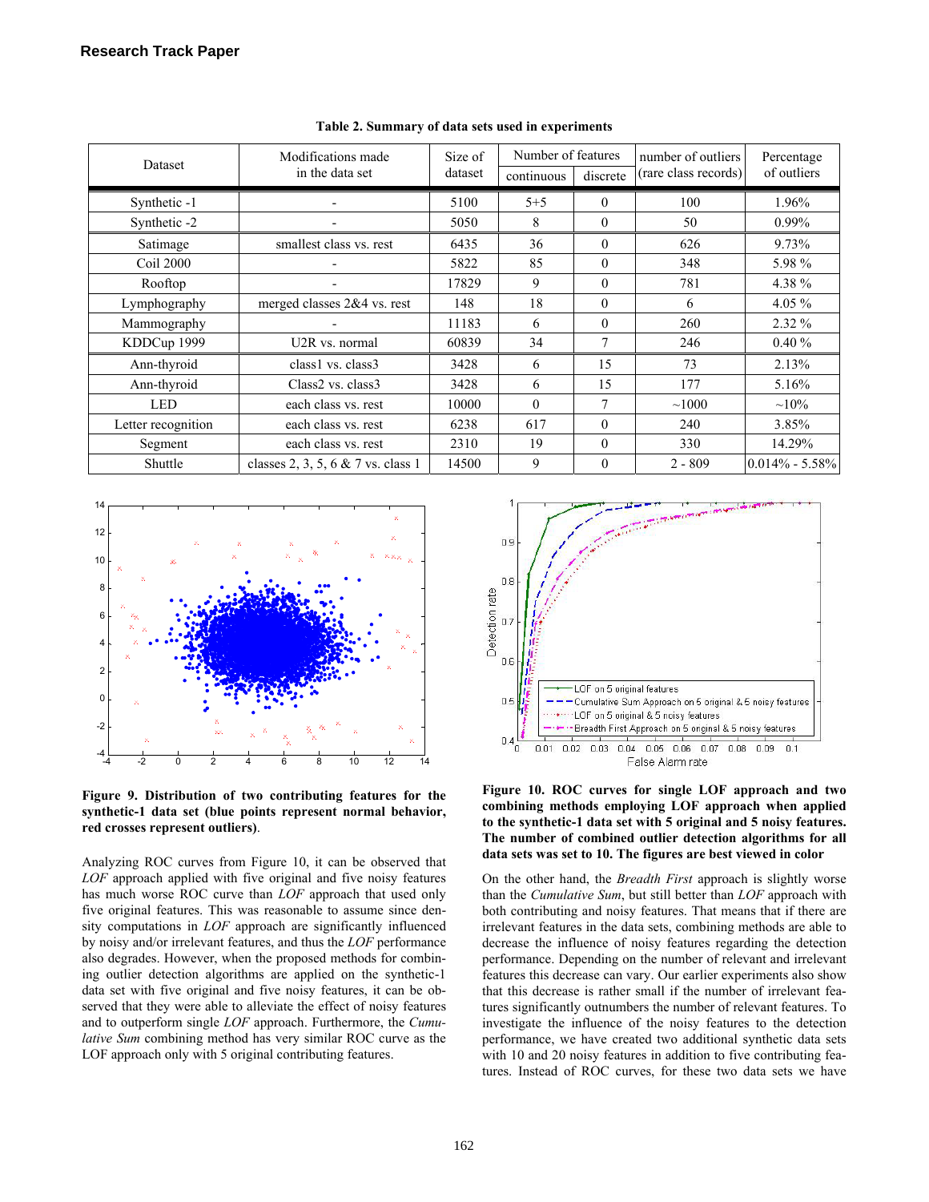**Table 2. Summary of data sets used in experiments**

| Dataset | Modifications made in the data set | Size of dataset | Number of features | | number of outliers (rare class records) | Percentage of outliers |
|---|---|---|---|---|---|---|
| | | | continuous | discrete | | |
| Synthetic -1 | - | 5100 | 5+5 | 0 | 100 | 1.96% |
| Synthetic -2 | - | 5050 | 8 | 0 | 50 | 0.99% |
| Satimage | smallest class vs. rest | 6435 | 36 | 0 | 626 | 9.73% |
| Coil 2000 | - | 5822 | 85 | 0 | 348 | 5.98 % |
| Rooftop | - | 17829 | 9 | 0 | 781 | 4.38 % |
| Lymphography | merged classes 2&4 vs. rest | 148 | 18 | 0 | 6 | 4.05 % |
| Mammography | - | 11183 | 6 | 0 | 260 | 2.32 % |
| KDDCup 1999 | U2R vs. normal | 60839 | 34 | 7 | 246 | 0.40 % |
| Ann-thyroid | class1 vs. class3 | 3428 | 6 | 15 | 73 | 2.13% |
| Ann-thyroid | Class2 vs. class3 | 3428 | 6 | 15 | 177 | 5.16% |
| LED | each class vs. rest | 10000 | 0 | 7 | ~1000 | ~10% |
| Letter recognition | each class vs. rest | 6238 | 617 | 0 | 240 | 3.85% |
| Segment | each class vs. rest | 2310 | 19 | 0 | 330 | 14.29% |
| Shuttle | classes 2, 3, 5, 6 & 7 vs. class 1 | 14500 | 9 | 0 | 2 - 809 | 0.014% - 5.58% |

**Figure 9. Distribution of two contributing features for the synthetic-1 data set (blue points represent normal behavior, red crosses represent outliers)**.

Analyzing ROC curves from Figure 10, it can be observed that *LOF* approach applied with five original and five noisy features has much worse ROC curve than *LOF* approach that used only five original features. This was reasonable to assume since density computations in *LOF* approach are significantly influenced by noisy and/or irrelevant features, and thus the *LOF* performance also degrades. However, when the proposed methods for combining outlier detection algorithms are applied on the synthetic-1 data set with five original and five noisy features, it can be observed that they were able to alleviate the effect of noisy features and to outperform single *LOF* approach. Furthermore, the *Cumulative Sum* combining method has very similar ROC curve as the LOF approach only with 5 original contributing features.

**Figure 10. ROC curves for single LOF approach and two combining methods employing LOF approach when applied to the synthetic-1 data set with 5 original and 5 noisy features. The number of combined outlier detection algorithms for all data sets was set to 10. The figures are best viewed in color**

On the other hand, the *Breadth First* approach is slightly worse than the *Cumulative Sum*, but still better than *LOF* approach with both contributing and noisy features. That means that if there are irrelevant features in the data sets, combining methods are able to decrease the influence of noisy features regarding the detection performance. Depending on the number of relevant and irrelevant features this decrease can vary. Our earlier experiments also show that this decrease is rather small if the number of irrelevant features significantly outnumbers the number of relevant features. To investigate the influence of the noisy features to the detection performance, we have created two additional synthetic data sets with 10 and 20 noisy features in addition to five contributing features. Instead of ROC curves, for these two data sets we have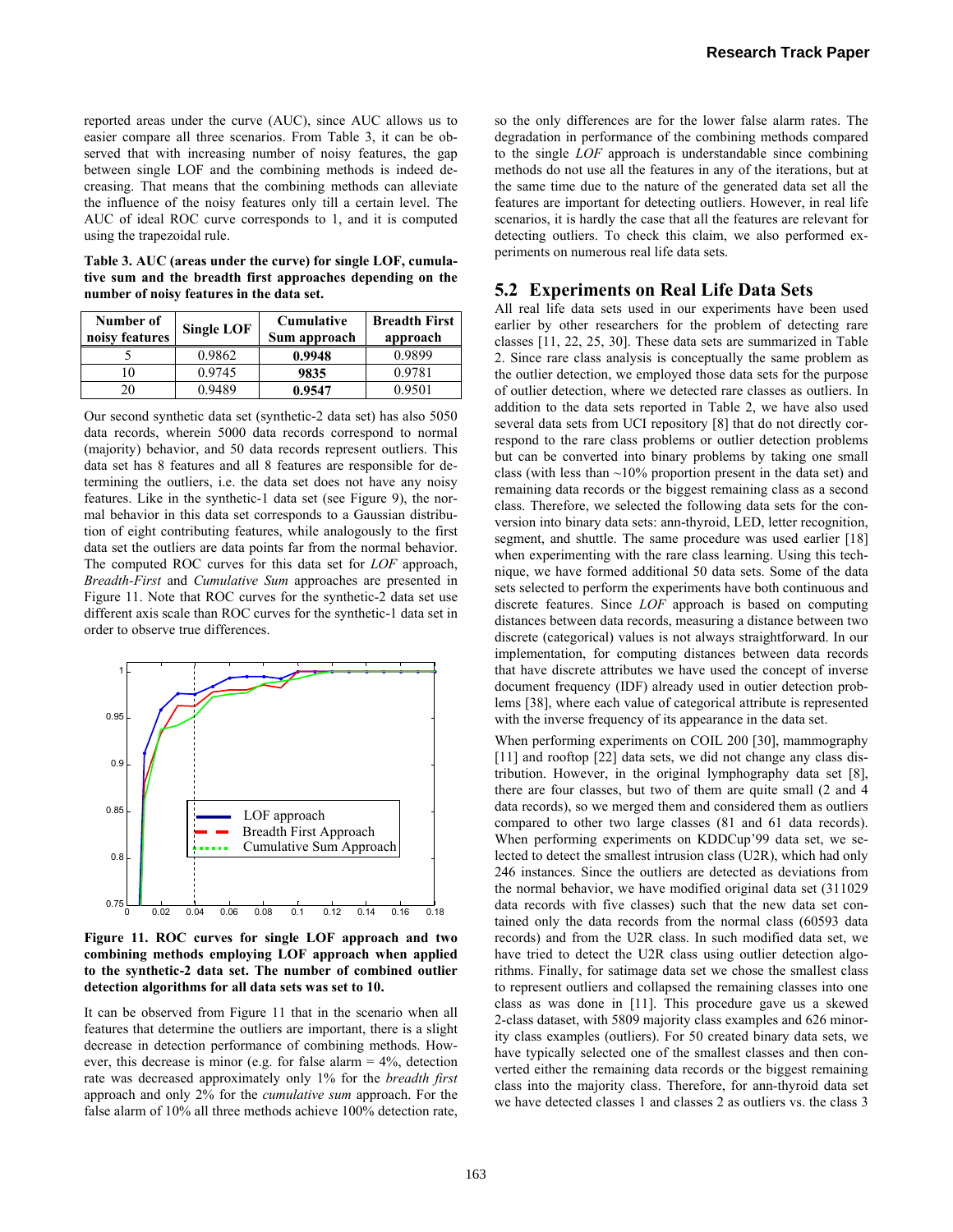reported areas under the curve (AUC), since AUC allows us to easier compare all three scenarios. From Table 3, it can be observed that with increasing number of noisy features, the gap between single LOF and the combining methods is indeed decreasing. That means that the combining methods can alleviate the influence of the noisy features only till a certain level. The AUC of ideal ROC curve corresponds to 1, and it is computed using the trapezoidal rule.

**Table 3. AUC (areas under the curve) for single LOF, cumulative sum and the breadth first approaches depending on the number of noisy features in the data set.**

| Number of noisy features | Single LOF | Cumulative Sum approach | Breadth First approach |
|---|---|---|---|
| 5 | 0.9862 | **0.9948** | 0.9899 |
| 10 | 0.9745 | **9835** | 0.9781 |
| 20 | 0.9489 | **0.9547** | 0.9501 |

Our second synthetic data set (synthetic-2 data set) has also 5050 data records, wherein 5000 data records correspond to normal (majority) behavior, and 50 data records represent outliers. This data set has 8 features and all 8 features are responsible for determining the outliers, i.e. the data set does not have any noisy features. Like in the synthetic-1 data set (see Figure 9), the normal behavior in this data set corresponds to a Gaussian distribution of eight contributing features, while analogously to the first data set the outliers are data points far from the normal behavior. The computed ROC curves for this data set for *LOF* approach, *Breadth-First* and *Cumulative Sum* approaches are presented in Figure 11. Note that ROC curves for the synthetic-2 data set use different axis scale than ROC curves for the synthetic-1 data set in order to observe true differences.

**Figure 11. ROC curves for single LOF approach and two combining methods employing LOF approach when applied to the synthetic-2 data set. The number of combined outlier detection algorithms for all data sets was set to 10.**

It can be observed from Figure 11 that in the scenario when all features that determine the outliers are important, there is a slight decrease in detection performance of combining methods. However, this decrease is minor (e.g. for false alarm = 4%, detection rate was decreased approximately only 1% for the *breadth first* approach and only 2% for the *cumulative sum* approach. For the false alarm of 10% all three methods achieve 100% detection rate, so the only differences are for the lower false alarm rates. The degradation in performance of the combining methods compared to the single *LOF* approach is understandable since combining methods do not use all the features in any of the iterations, but at the same time due to the nature of the generated data set all the features are important for detecting outliers. However, in real life scenarios, it is hardly the case that all the features are relevant for detecting outliers. To check this claim, we also performed experiments on numerous real life data sets.

## 5.2 Experiments on Real Life Data Sets

All real life data sets used in our experiments have been used earlier by other researchers for the problem of detecting rare classes [11, 22, 25, 30]. These data sets are summarized in Table 2. Since rare class analysis is conceptually the same problem as the outlier detection, we employed those data sets for the purpose of outlier detection, where we detected rare classes as outliers. In addition to the data sets reported in Table 2, we have also used several data sets from UCI repository [8] that do not directly correspond to the rare class problems or outlier detection problems but can be converted into binary problems by taking one small class (with less than ~10% proportion present in the data set) and remaining data records or the biggest remaining class as a second class. Therefore, we selected the following data sets for the conversion into binary data sets: ann-thyroid, LED, letter recognition, segment, and shuttle. The same procedure was used earlier [18] when experimenting with the rare class learning. Using this technique, we have formed additional 50 data sets. Some of the data sets selected to perform the experiments have both continuous and discrete features. Since *LOF* approach is based on computing distances between data records, measuring a distance between two discrete (categorical) values is not always straightforward. In our implementation, for computing distances between data records that have discrete attributes we have used the concept of inverse document frequency (IDF) already used in outier detection problems [38], where each value of categorical attribute is represented with the inverse frequency of its appearance in the data set.

When performing experiments on COIL 200 [30], mammography [11] and rooftop [22] data sets, we did not change any class distribution. However, in the original lymphography data set [8], there are four classes, but two of them are quite small (2 and 4 data records), so we merged them and considered them as outliers compared to other two large classes (81 and 61 data records). When performing experiments on KDDCup'99 data set, we selected to detect the smallest intrusion class (U2R), which had only 246 instances. Since the outliers are detected as deviations from the normal behavior, we have modified original data set (311029 data records with five classes) such that the new data set contained only the data records from the normal class (60593 data records) and from the U2R class. In such modified data set, we have tried to detect the U2R class using outlier detection algorithms. Finally, for satimage data set we chose the smallest class to represent outliers and collapsed the remaining classes into one class as was done in [11]. This procedure gave us a skewed 2-class dataset, with 5809 majority class examples and 626 minority class examples (outliers). For 50 created binary data sets, we have typically selected one of the smallest classes and then converted either the remaining data records or the biggest remaining class into the majority class. Therefore, for ann-thyroid data set we have detected classes 1 and classes 2 as outliers vs. the class 3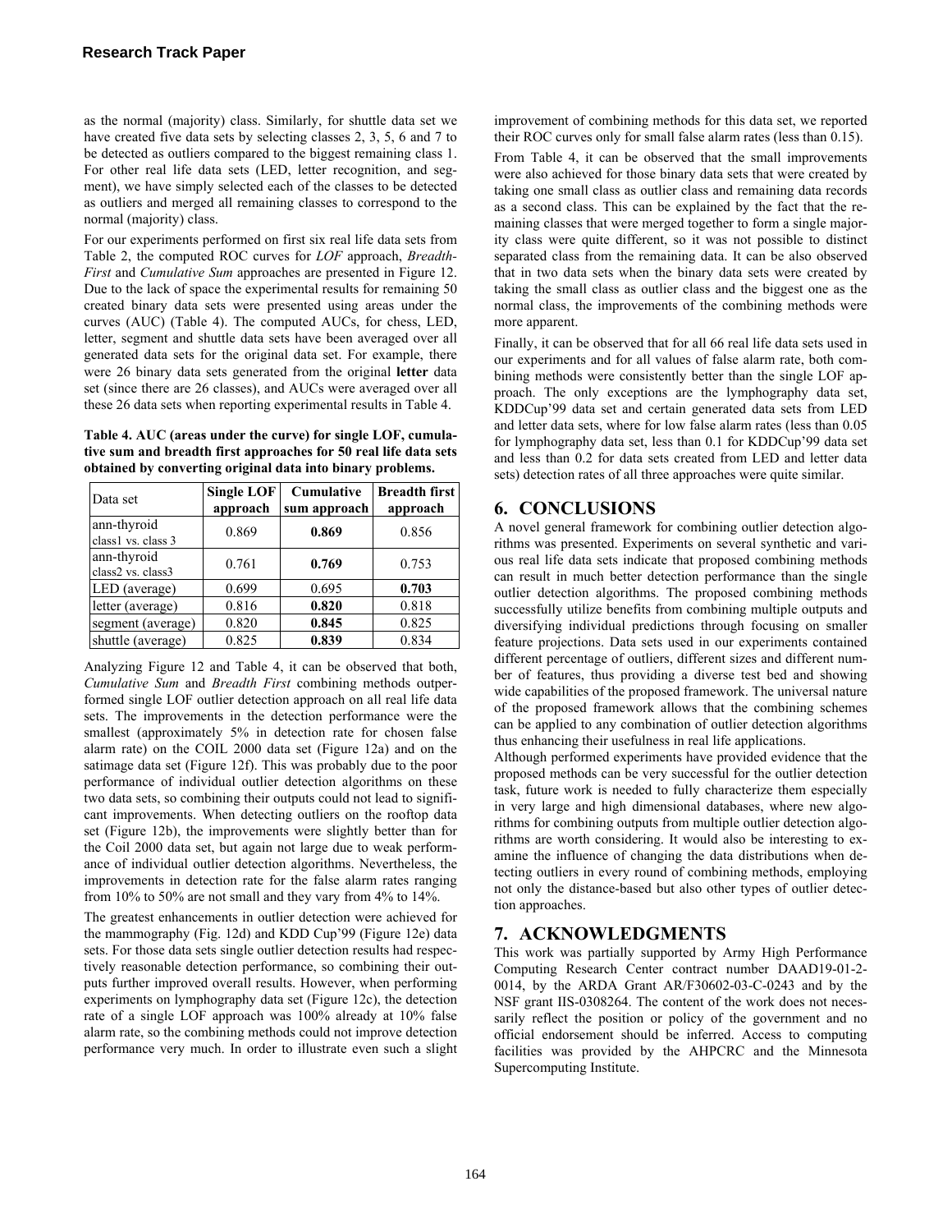as the normal (majority) class. Similarly, for shuttle data set we have created five data sets by selecting classes 2, 3, 5, 6 and 7 to be detected as outliers compared to the biggest remaining class 1. For other real life data sets (LED, letter recognition, and segment), we have simply selected each of the classes to be detected as outliers and merged all remaining classes to correspond to the normal (majority) class.

For our experiments performed on first six real life data sets from Table 2, the computed ROC curves for *LOF* approach, *Breadth-First* and *Cumulative Sum* approaches are presented in Figure 12. Due to the lack of space the experimental results for remaining 50 created binary data sets were presented using areas under the curves (AUC) (Table 4). The computed AUCs, for chess, LED, letter, segment and shuttle data sets have been averaged over all generated data sets for the original data set. For example, there were 26 binary data sets generated from the original **letter** data set (since there are 26 classes), and AUCs were averaged over all these 26 data sets when reporting experimental results in Table 4.

**Table 4. AUC (areas under the curve) for single LOF, cumulative sum and breadth first approaches for 50 real life data sets obtained by converting original data into binary problems.**

| Data set | Single LOF approach | Cumulative sum approach | Breadth first approach |
|---|---|---|---|
| ann-thyroid class1 vs. class 3 | 0.869 | **0.869** | 0.856 |
| ann-thyroid class2 vs. class3 | 0.761 | **0.769** | 0.753 |
| LED (average) | 0.699 | 0.695 | **0.703** |
| letter (average) | 0.816 | **0.820** | 0.818 |
| segment (average) | 0.820 | **0.845** | 0.825 |
| shuttle (average) | 0.825 | **0.839** | 0.834 |

Analyzing Figure 12 and Table 4, it can be observed that both, *Cumulative Sum* and *Breadth First* combining methods outperformed single LOF outlier detection approach on all real life data sets. The improvements in the detection performance were the smallest (approximately 5% in detection rate for chosen false alarm rate) on the COIL 2000 data set (Figure 12a) and on the satimage data set (Figure 12f). This was probably due to the poor performance of individual outlier detection algorithms on these two data sets, so combining their outputs could not lead to significant improvements. When detecting outliers on the rooftop data set (Figure 12b), the improvements were slightly better than for the Coil 2000 data set, but again not large due to weak performance of individual outlier detection algorithms. Nevertheless, the improvements in detection rate for the false alarm rates ranging from 10% to 50% are not small and they vary from 4% to 14%.

The greatest enhancements in outlier detection were achieved for the mammography (Fig. 12d) and KDD Cup'99 (Figure 12e) data sets. For those data sets single outlier detection results had respectively reasonable detection performance, so combining their outputs further improved overall results. However, when performing experiments on lymphography data set (Figure 12c), the detection rate of a single LOF approach was 100% already at 10% false alarm rate, so the combining methods could not improve detection performance very much. In order to illustrate even such a slight improvement of combining methods for this data set, we reported their ROC curves only for small false alarm rates (less than 0.15).

From Table 4, it can be observed that the small improvements were also achieved for those binary data sets that were created by taking one small class as outlier class and remaining data records as a second class. This can be explained by the fact that the remaining classes that were merged together to form a single majority class were quite different, so it was not possible to distinct separated class from the remaining data. It can be also observed that in two data sets when the binary data sets were created by taking the small class as outlier class and the biggest one as the normal class, the improvements of the combining methods were more apparent.

Finally, it can be observed that for all 66 real life data sets used in our experiments and for all values of false alarm rate, both combining methods were consistently better than the single LOF approach. The only exceptions are the lymphography data set, KDDCup'99 data set and certain generated data sets from LED and letter data sets, where for low false alarm rates (less than 0.05 for lymphography data set, less than 0.1 for KDDCup'99 data set and less than 0.2 for data sets created from LED and letter data sets) detection rates of all three approaches were quite similar.

## 6. CONCLUSIONS

A novel general framework for combining outlier detection algorithms was presented. Experiments on several synthetic and various real life data sets indicate that proposed combining methods can result in much better detection performance than the single outlier detection algorithms. The proposed combining methods successfully utilize benefits from combining multiple outputs and diversifying individual predictions through focusing on smaller feature projections. Data sets used in our experiments contained different percentage of outliers, different sizes and different number of features, thus providing a diverse test bed and showing wide capabilities of the proposed framework. The universal nature of the proposed framework allows that the combining schemes can be applied to any combination of outlier detection algorithms thus enhancing their usefulness in real life applications.

Although performed experiments have provided evidence that the proposed methods can be very successful for the outlier detection task, future work is needed to fully characterize them especially in very large and high dimensional databases, where new algorithms for combining outputs from multiple outlier detection algorithms are worth considering. It would also be interesting to examine the influence of changing the data distributions when detecting outliers in every round of combining methods, employing not only the distance-based but also other types of outlier detection approaches.

## 7. ACKNOWLEDGMENTS

This work was partially supported by Army High Performance Computing Research Center contract number DAAD19-01-2-0014, by the ARDA Grant AR/F30602-03-C-0243 and by the NSF grant IIS-0308264. The content of the work does not necessarily reflect the position or policy of the government and no official endorsement should be inferred. Access to computing facilities was provided by the AHPCRC and the Minnesota Supercomputing Institute.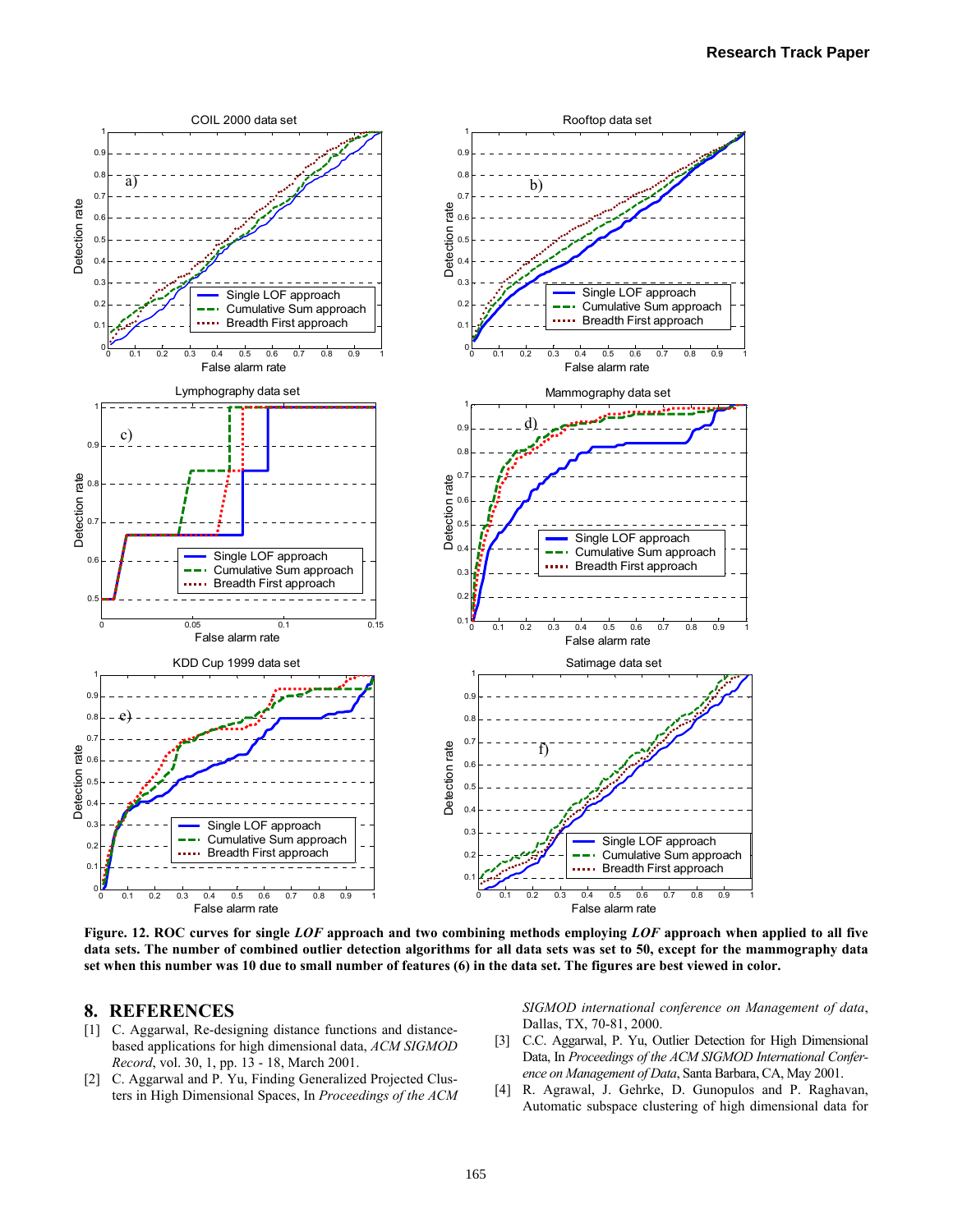**Figure. 12. ROC curves for single *LOF* approach and two combining methods employing *LOF* approach when applied to all five data sets. The number of combined outlier detection algorithms for all data sets was set to 50, except for the mammography data set when this number was 10 due to small number of features (6) in the data set. The figures are best viewed in color.**

## 8. REFERENCES

[1] C. Aggarwal, Re-designing distance functions and distance-based applications for high dimensional data, *ACM SIGMOD Record*, vol. 30, 1, pp. 13 - 18, March 2001.

[2] C. Aggarwal and P. Yu, Finding Generalized Projected Clusters in High Dimensional Spaces, In *Proceedings of the ACM SIGMOD international conference on Management of data*, Dallas, TX, 70-81, 2000.

[3] C.C. Aggarwal, P. Yu, Outlier Detection for High Dimensional Data, In *Proceedings of the ACM SIGMOD International Conference on Management of Data*, Santa Barbara, CA, May 2001.

[4] R. Agrawal, J. Gehrke, D. Gunopulos and P. Raghavan, Automatic subspace clustering of high dimensional data for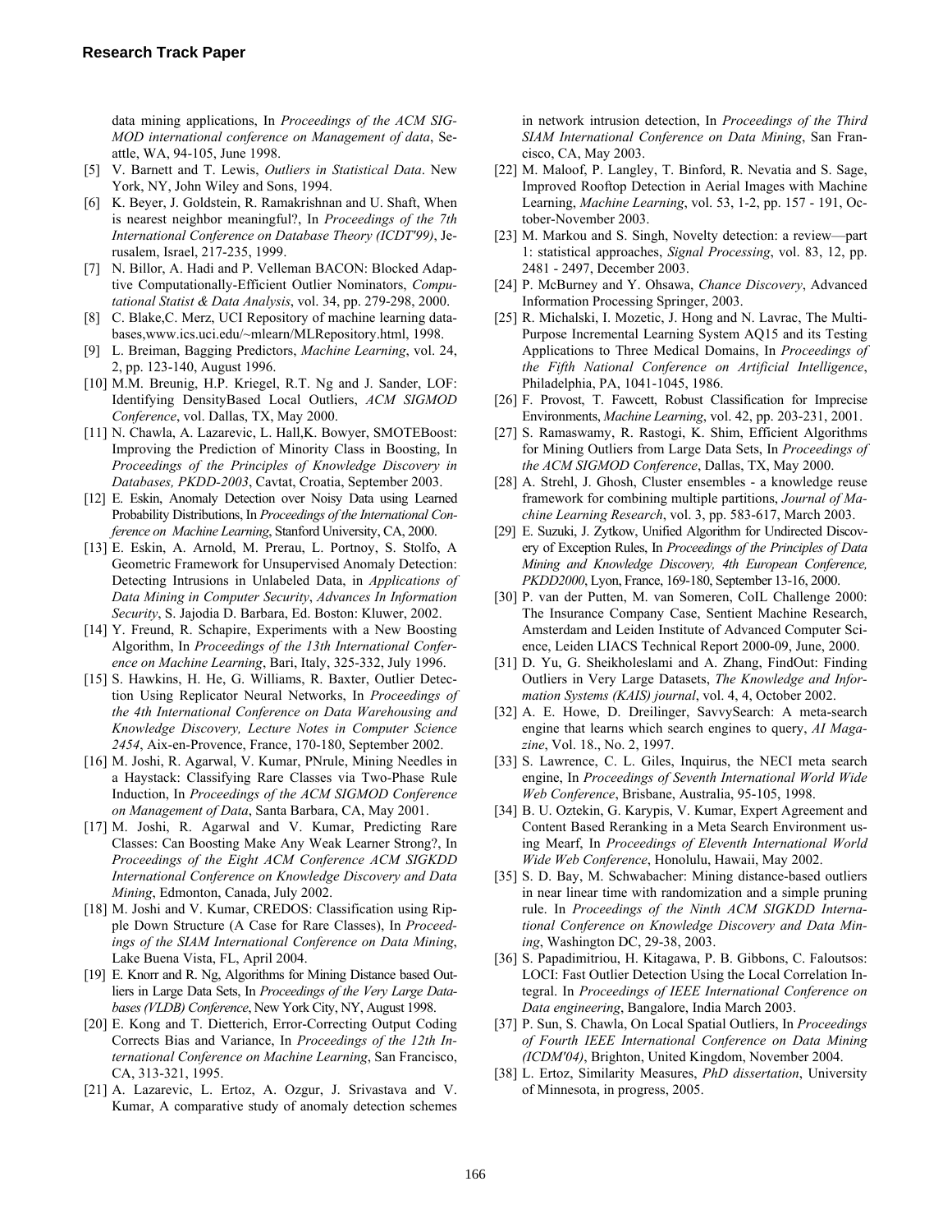data mining applications, In *Proceedings of the ACM SIGMOD international conference on Management of data*, Seattle, WA, 94-105, June 1998.

[5] V. Barnett and T. Lewis, *Outliers in Statistical Data*. New York, NY, John Wiley and Sons, 1994.

[6] K. Beyer, J. Goldstein, R. Ramakrishnan and U. Shaft, When is nearest neighbor meaningful?, In *Proceedings of the 7th International Conference on Database Theory (ICDT'99)*, Jerusalem, Israel, 217-235, 1999.

[7] N. Billor, A. Hadi and P. Velleman BACON: Blocked Adaptive Computationally-Efficient Outlier Nominators, *Computational Statist & Data Analysis*, vol. 34, pp. 279-298, 2000.

[8] C. Blake,C. Merz, UCI Repository of machine learning databases,www.ics.uci.edu/~mlearn/MLRepository.html, 1998.

[9] L. Breiman, Bagging Predictors, *Machine Learning*, vol. 24, 2, pp. 123-140, August 1996.

[10] M.M. Breunig, H.P. Kriegel, R.T. Ng and J. Sander, LOF: Identifying DensityBased Local Outliers, *ACM SIGMOD Conference*, vol. Dallas, TX, May 2000.

[11] N. Chawla, A. Lazarevic, L. Hall,K. Bowyer, SMOTEBoost: Improving the Prediction of Minority Class in Boosting, In *Proceedings of the Principles of Knowledge Discovery in Databases, PKDD-2003*, Cavtat, Croatia, September 2003.

[12] E. Eskin, Anomaly Detection over Noisy Data using Learned Probability Distributions, In *Proceedings of the International Conference on Machine Learning*, Stanford University, CA, 2000.

[13] E. Eskin, A. Arnold, M. Prerau, L. Portnoy, S. Stolfo, A Geometric Framework for Unsupervised Anomaly Detection: Detecting Intrusions in Unlabeled Data, in *Applications of Data Mining in Computer Security*, *Advances In Information Security*, S. Jajodia D. Barbara, Ed. Boston: Kluwer, 2002.

[14] Y. Freund, R. Schapire, Experiments with a New Boosting Algorithm, In *Proceedings of the 13th International Conference on Machine Learning*, Bari, Italy, 325-332, July 1996.

[15] S. Hawkins, H. He, G. Williams, R. Baxter, Outlier Detection Using Replicator Neural Networks, In *Proceedings of the 4th International Conference on Data Warehousing and Knowledge Discovery, Lecture Notes in Computer Science 2454*, Aix-en-Provence, France, 170-180, September 2002.

[16] M. Joshi, R. Agarwal, V. Kumar, PNrule, Mining Needles in a Haystack: Classifying Rare Classes via Two-Phase Rule Induction, In *Proceedings of the ACM SIGMOD Conference on Management of Data*, Santa Barbara, CA, May 2001.

[17] M. Joshi, R. Agarwal and V. Kumar, Predicting Rare Classes: Can Boosting Make Any Weak Learner Strong?, In *Proceedings of the Eight ACM Conference ACM SIGKDD International Conference on Knowledge Discovery and Data Mining*, Edmonton, Canada, July 2002.

[18] M. Joshi and V. Kumar, CREDOS: Classification using Ripple Down Structure (A Case for Rare Classes), In *Proceedings of the SIAM International Conference on Data Mining*, Lake Buena Vista, FL, April 2004.

[19] E. Knorr and R. Ng, Algorithms for Mining Distance based Outliers in Large Data Sets, In *Proceedings of the Very Large Databases (VLDB) Conference*, New York City, NY, August 1998.

[20] E. Kong and T. Dietterich, Error-Correcting Output Coding Corrects Bias and Variance, In *Proceedings of the 12th International Conference on Machine Learning*, San Francisco, CA, 313-321, 1995.

[21] A. Lazarevic, L. Ertoz, A. Ozgur, J. Srivastava and V. Kumar, A comparative study of anomaly detection schemes in network intrusion detection, In *Proceedings of the Third SIAM International Conference on Data Mining*, San Francisco, CA, May 2003.

[22] M. Maloof, P. Langley, T. Binford, R. Nevatia and S. Sage, Improved Rooftop Detection in Aerial Images with Machine Learning, *Machine Learning*, vol. 53, 1-2, pp. 157 - 191, October-November 2003.

[23] M. Markou and S. Singh, Novelty detection: a review—part 1: statistical approaches, *Signal Processing*, vol. 83, 12, pp. 2481 - 2497, December 2003.

[24] P. McBurney and Y. Ohsawa, *Chance Discovery*, Advanced Information Processing Springer, 2003.

[25] R. Michalski, I. Mozetic, J. Hong and N. Lavrac, The Multi-Purpose Incremental Learning System AQ15 and its Testing Applications to Three Medical Domains, In *Proceedings of the Fifth National Conference on Artificial Intelligence*, Philadelphia, PA, 1041-1045, 1986.

[26] F. Provost, T. Fawcett, Robust Classification for Imprecise Environments, *Machine Learning*, vol. 42, pp. 203-231, 2001.

[27] S. Ramaswamy, R. Rastogi, K. Shim, Efficient Algorithms for Mining Outliers from Large Data Sets, In *Proceedings of the ACM SIGMOD Conference*, Dallas, TX, May 2000.

[28] A. Strehl, J. Ghosh, Cluster ensembles - a knowledge reuse framework for combining multiple partitions, *Journal of Machine Learning Research*, vol. 3, pp. 583-617, March 2003.

[29] E. Suzuki, J. Zytkow, Unified Algorithm for Undirected Discovery of Exception Rules, In *Proceedings of the Principles of Data Mining and Knowledge Discovery, 4th European Conference, PKDD2000*, Lyon, France, 169-180, September 13-16, 2000.

[30] P. van der Putten, M. van Someren, CoIL Challenge 2000: The Insurance Company Case, Sentient Machine Research, Amsterdam and Leiden Institute of Advanced Computer Science, Leiden LIACS Technical Report 2000-09, June, 2000.

[31] D. Yu, G. Sheikholeslami and A. Zhang, FindOut: Finding Outliers in Very Large Datasets, *The Knowledge and Information Systems (KAIS) journal*, vol. 4, 4, October 2002.

[32] A. E. Howe, D. Dreilinger, SavvySearch: A meta-search engine that learns which search engines to query, *AI Magazine*, Vol. 18., No. 2, 1997.

[33] S. Lawrence, C. L. Giles, Inquirus, the NECI meta search engine, In *Proceedings of Seventh International World Wide Web Conference*, Brisbane, Australia, 95-105, 1998.

[34] B. U. Oztekin, G. Karypis, V. Kumar, Expert Agreement and Content Based Reranking in a Meta Search Environment using Mearf, In *Proceedings of Eleventh International World Wide Web Conference*, Honolulu, Hawaii, May 2002.

[35] S. D. Bay, M. Schwabacher: Mining distance-based outliers in near linear time with randomization and a simple pruning rule. In *Proceedings of the Ninth ACM SIGKDD International Conference on Knowledge Discovery and Data Mining*, Washington DC, 29-38, 2003.

[36] S. Papadimitriou, H. Kitagawa, P. B. Gibbons, C. Faloutsos: LOCI: Fast Outlier Detection Using the Local Correlation Integral. In *Proceedings of IEEE International Conference on Data engineering*, Bangalore, India March 2003.

[37] P. Sun, S. Chawla, On Local Spatial Outliers, In *Proceedings of Fourth IEEE International Conference on Data Mining (ICDM'04)*, Brighton, United Kingdom, November 2004.

[38] L. Ertoz, Similarity Measures, *PhD dissertation*, University of Minnesota, in progress, 2005.